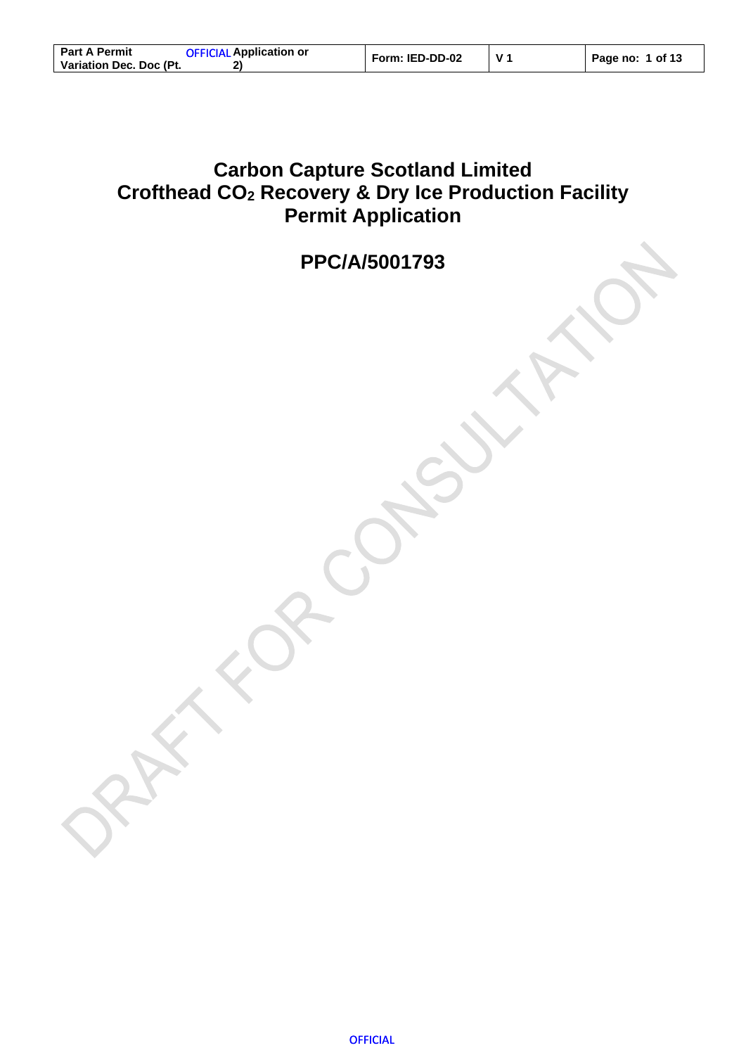# Carbon Capture Scotland Limited
# Crofthead $CO_2$ Recovery & Dry Ice Production Facility
# Permit Application

## PPC/A/5001793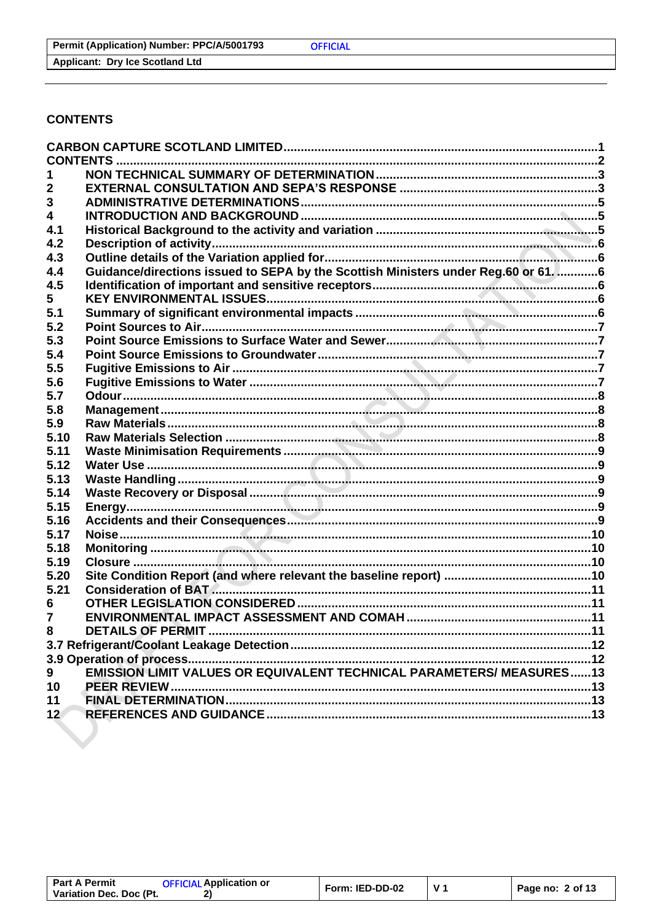## CONTENTS

| | | |
|---|---|---|
| CARBON CAPTURE SCOTLAND LIMITED | | 1 |
| CONTENTS | | 2 |
| 1 | NON TECHNICAL SUMMARY OF DETERMINATION | 3 |
| 2 | EXTERNAL CONSULTATION AND SEPA'S RESPONSE | 3 |
| 3 | ADMINISTRATIVE DETERMINATIONS | 5 |
| 4 | INTRODUCTION AND BACKGROUND | 5 |
| 4.1 | Historical Background to the activity and variation | 5 |
| 4.2 | Description of activity | 6 |
| 4.3 | Outline details of the Variation applied for | 6 |
| 4.4 | Guidance/directions issued to SEPA by the Scottish Ministers under Reg.60 or 61. | 6 |
| 4.5 | Identification of important and sensitive receptors | 6 |
| 5 | KEY ENVIRONMENTAL ISSUES | 6 |
| 5.1 | Summary of significant environmental impacts | 6 |
| 5.2 | Point Sources to Air | 7 |
| 5.3 | Point Source Emissions to Surface Water and Sewer | 7 |
| 5.4 | Point Source Emissions to Groundwater | 7 |
| 5.5 | Fugitive Emissions to Air | 7 |
| 5.6 | Fugitive Emissions to Water | 7 |
| 5.7 | Odour | 8 |
| 5.8 | Management | 8 |
| 5.9 | Raw Materials | 8 |
| 5.10 | Raw Materials Selection | 8 |
| 5.11 | Waste Minimisation Requirements | 9 |
| 5.12 | Water Use | 9 |
| 5.13 | Waste Handling | 9 |
| 5.14 | Waste Recovery or Disposal | 9 |
| 5.15 | Energy | 9 |
| 5.16 | Accidents and their Consequences | 9 |
| 5.17 | Noise | 10 |
| 5.18 | Monitoring | 10 |
| 5.19 | Closure | 10 |
| 5.20 | Site Condition Report (and where relevant the baseline report) | 10 |
| 5.21 | Consideration of BAT | 11 |
| 6 | OTHER LEGISLATION CONSIDERED | 11 |
| 7 | ENVIRONMENTAL IMPACT ASSESSMENT AND COMAH | 11 |
| 8 | DETAILS OF PERMIT | 11 |
| 3.7 Refrigerant/Coolant Leakage Detection | | 12 |
| 3.9 Operation of process | | 12 |
| 9 | EMISSION LIMIT VALUES OR EQUIVALENT TECHNICAL PARAMETERS/ MEASURES | 13 |
| 10 | PEER REVIEW | 13 |
| 11 | FINAL DETERMINATION | 13 |
| 12 | REFERENCES AND GUIDANCE | 13 |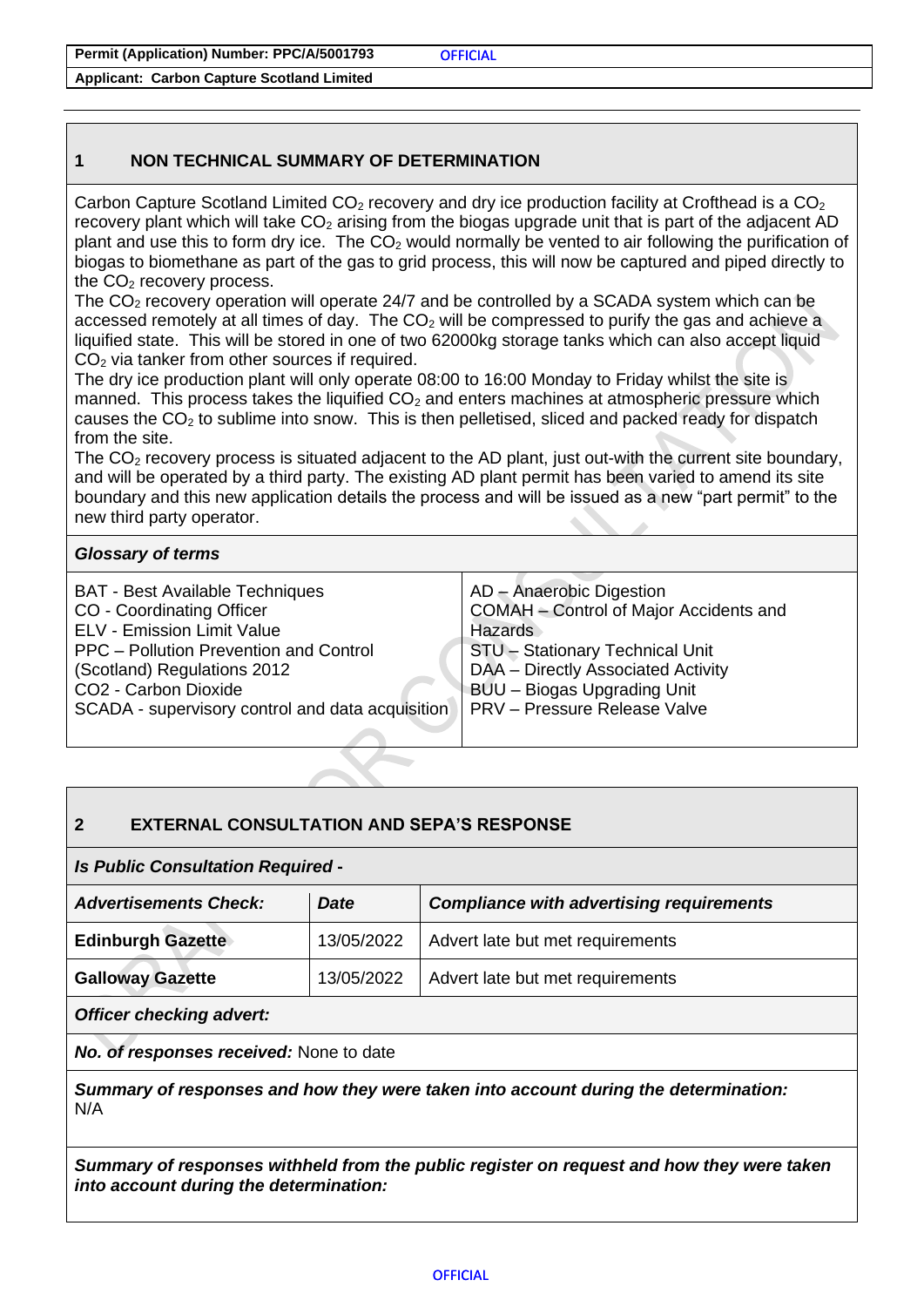## 1 NON TECHNICAL SUMMARY OF DETERMINATION

Carbon Capture Scotland Limited $CO_2$ recovery and dry ice production facility at Crofthead is a $CO_2$ recovery plant which will take $CO_2$ arising from the biogas upgrade unit that is part of the adjacent AD plant and use this to form dry ice. The $CO_2$ would normally be vented to air following the purification of biogas to biomethane as part of the gas to grid process, this will now be captured and piped directly to the $CO_2$ recovery process.

The $CO_2$ recovery operation will operate 24/7 and be controlled by a SCADA system which can be accessed remotely at all times of day. The $CO_2$ will be compressed to purify the gas and achieve a liquified state. This will be stored in one of two 62000kg storage tanks which can also accept liquid $CO_2$ via tanker from other sources if required.

The dry ice production plant will only operate 08:00 to 16:00 Monday to Friday whilst the site is manned. This process takes the liquified $CO_2$ and enters machines at atmospheric pressure which causes the $CO_2$ to sublime into snow. This is then pelletised, sliced and packed ready for dispatch from the site.

The $CO_2$ recovery process is situated adjacent to the AD plant, just out-with the current site boundary, and will be operated by a third party. The existing AD plant permit has been varied to amend its site boundary and this new application details the process and will be issued as a new "part permit" to the new third party operator.

### *Glossary of terms*

| | |
|---|---|
| BAT - Best Available Techniques | AD – Anaerobic Digestion |
| CO - Coordinating Officer | COMAH – Control of Major Accidents and Hazards |
| ELV - Emission Limit Value | STU – Stationary Technical Unit |
| PPC – Pollution Prevention and Control (Scotland) Regulations 2012 | DAA – Directly Associated Activity |
| CO2 - Carbon Dioxide | BUU – Biogas Upgrading Unit |
| SCADA - supervisory control and data acquisition | PRV – Pressure Release Valve |

## 2 EXTERNAL CONSULTATION AND SEPA'S RESPONSE

***Is Public Consultation Required -***

| ***Advertisements Check:*** | ***Date*** | ***Compliance with advertising requirements*** |
|---|---|---|
| **Edinburgh Gazette** | 13/05/2022 | Advert late but met requirements |
| **Galloway Gazette** | 13/05/2022 | Advert late but met requirements |

***Officer checking advert:***

***No. of responses received:*** None to date

***Summary of responses and how they were taken into account during the determination:***
N/A

***Summary of responses withheld from the public register on request and how they were taken into account during the determination:***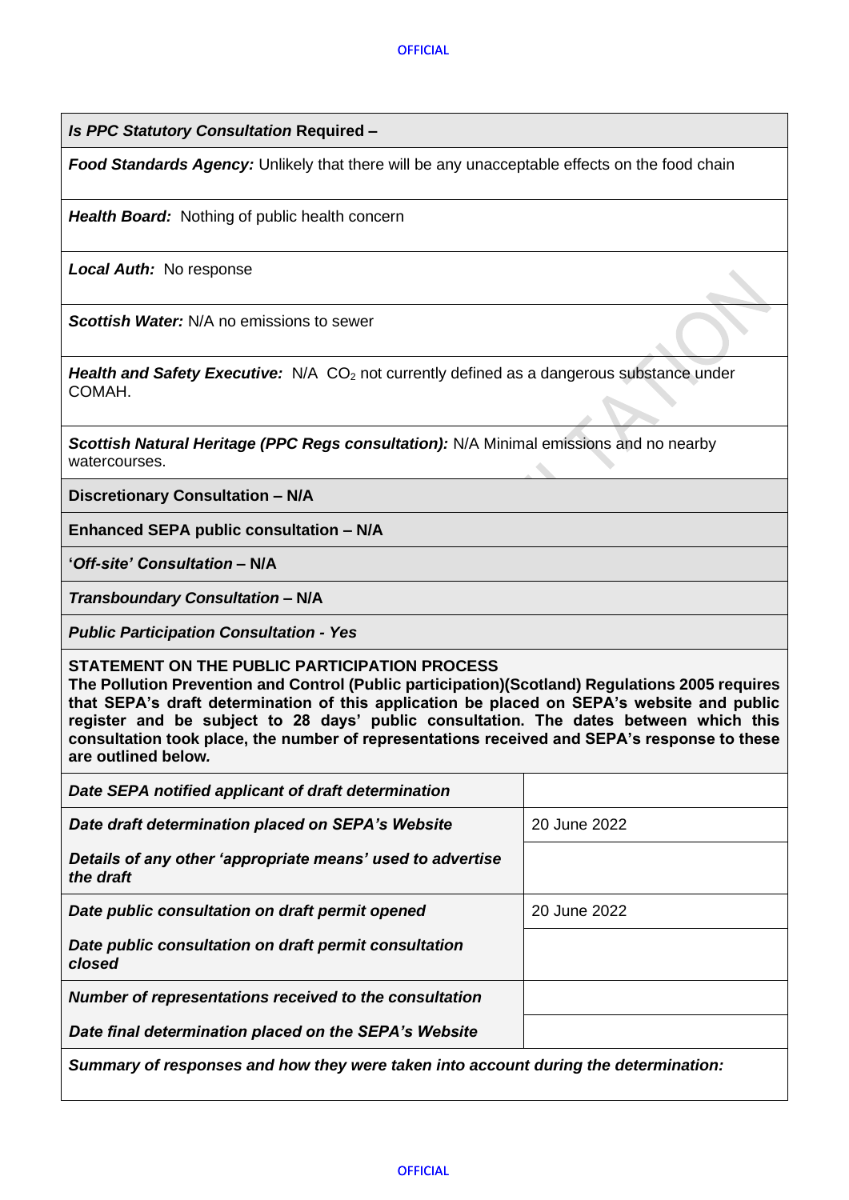| ***Is PPC Statutory Consultation* Required –** |
|---|
| ***Food Standards Agency:*** Unlikely that there will be any unacceptable effects on the food chain |
| ***Health Board:*** Nothing of public health concern |
| ***Local Auth:*** No response |
| ***Scottish Water:*** N/A no emissions to sewer |
| ***Health and Safety Executive:*** N/A $CO_2$ not currently defined as a dangerous substance under COMAH. |
| ***Scottish Natural Heritage (PPC Regs consultation):*** N/A Minimal emissions and no nearby watercourses. |
| **Discretionary Consultation – N/A** |
| **Enhanced SEPA public consultation – N/A** |
| **'*Off-site' Consultation* – N/A** |
| ***Transboundary Consultation* – N/A** |
| ***Public Participation Consultation - Yes*** |

**STATEMENT ON THE PUBLIC PARTICIPATION PROCESS**
**The Pollution Prevention and Control (Public participation)(Scotland) Regulations 2005 requires that SEPA's draft determination of this application be placed on SEPA's website and public register and be subject to 28 days' public consultation. The dates between which this consultation took place, the number of representations received and SEPA's response to these are outlined below.**

| | |
|---|---|
| ***Date SEPA notified applicant of draft determination*** | |
| ***Date draft determination placed on SEPA's Website*** | 20 June 2022 |
| ***Details of any other 'appropriate means' used to advertise the draft*** | |
| ***Date public consultation on draft permit opened*** | 20 June 2022 |
| ***Date public consultation on draft permit consultation closed*** | |
| ***Number of representations received to the consultation*** | |
| ***Date final determination placed on the SEPA's Website*** | |

***Summary of responses and how they were taken into account during the determination:***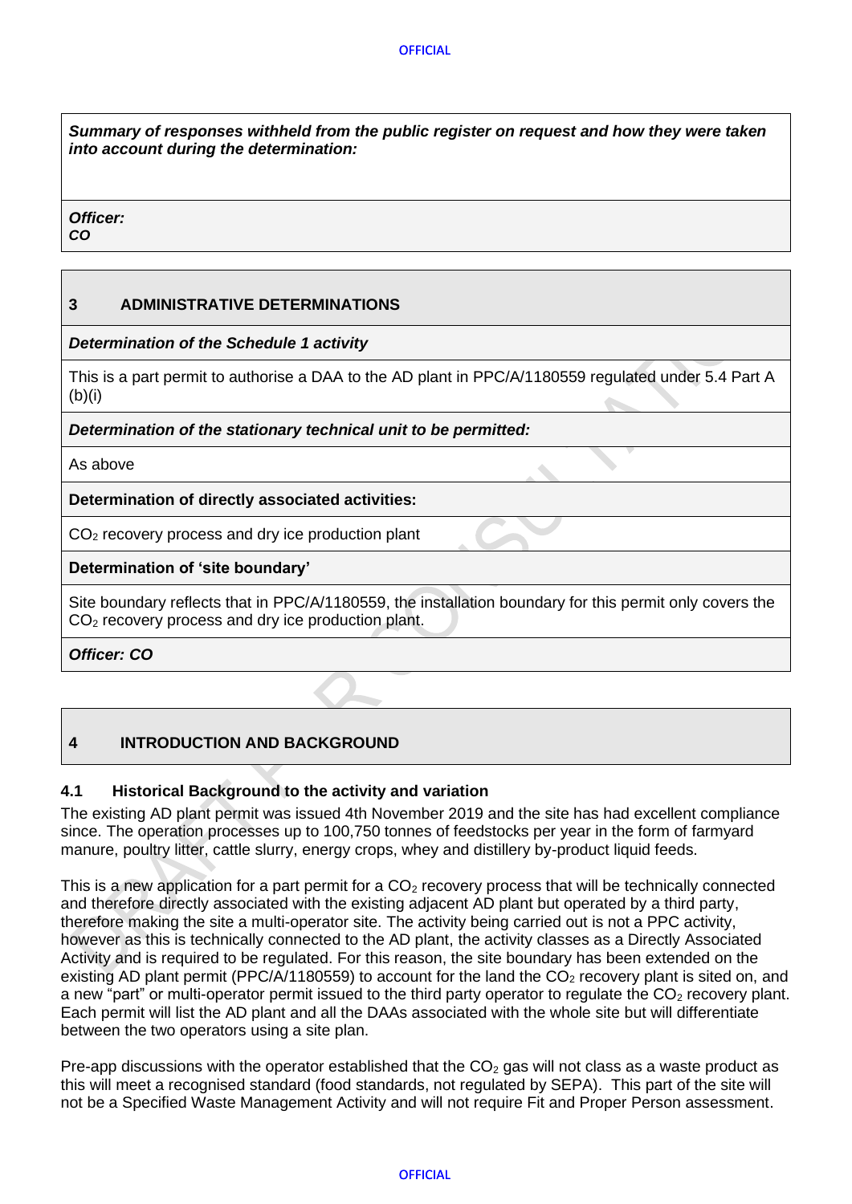***Summary of responses withheld from the public register on request and how they were taken into account during the determination:***

***Officer:***
***CO***

## 3 ADMINISTRATIVE DETERMINATIONS

***Determination of the Schedule 1 activity***

This is a part permit to authorise a DAA to the AD plant in PPC/A/1180559 regulated under 5.4 Part A (b)(i)

***Determination of the stationary technical unit to be permitted:***

As above

**Determination of directly associated activities:**

$CO_2$ recovery process and dry ice production plant

**Determination of 'site boundary'**

Site boundary reflects that in PPC/A/1180559, the installation boundary for this permit only covers the $CO_2$ recovery process and dry ice production plant.

***Officer: CO***

## 4 INTRODUCTION AND BACKGROUND

### 4.1 Historical Background to the activity and variation

The existing AD plant permit was issued 4th November 2019 and the site has had excellent compliance since. The operation processes up to 100,750 tonnes of feedstocks per year in the form of farmyard manure, poultry litter, cattle slurry, energy crops, whey and distillery by-product liquid feeds.

This is a new application for a part permit for a $CO_2$ recovery process that will be technically connected and therefore directly associated with the existing adjacent AD plant but operated by a third party, therefore making the site a multi-operator site. The activity being carried out is not a PPC activity, however as this is technically connected to the AD plant, the activity classes as a Directly Associated Activity and is required to be regulated. For this reason, the site boundary has been extended on the existing AD plant permit (PPC/A/1180559) to account for the land the $CO_2$ recovery plant is sited on, and a new "part" or multi-operator permit issued to the third party operator to regulate the $CO_2$ recovery plant. Each permit will list the AD plant and all the DAAs associated with the whole site but will differentiate between the two operators using a site plan.

Pre-app discussions with the operator established that the $CO_2$ gas will not class as a waste product as this will meet a recognised standard (food standards, not regulated by SEPA). This part of the site will not be a Specified Waste Management Activity and will not require Fit and Proper Person assessment.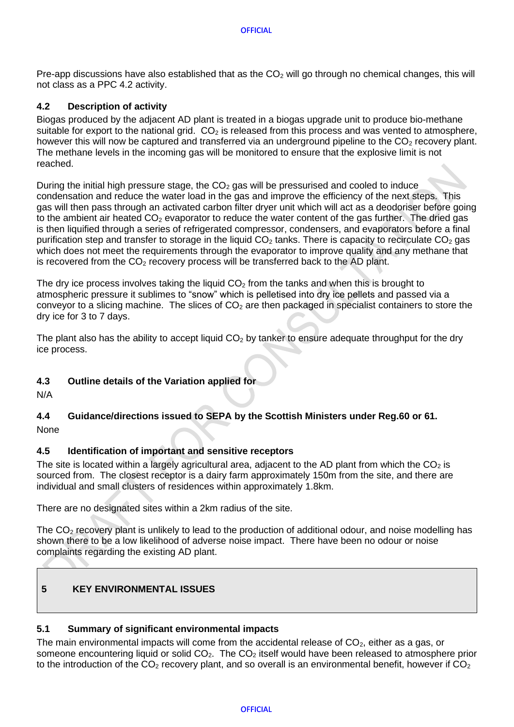Pre-app discussions have also established that as the $CO_2$ will go through no chemical changes, this will not class as a PPC 4.2 activity.

### 4.2 Description of activity

Biogas produced by the adjacent AD plant is treated in a biogas upgrade unit to produce bio-methane suitable for export to the national grid. $CO_2$ is released from this process and was vented to atmosphere, however this will now be captured and transferred via an underground pipeline to the $CO_2$ recovery plant. The methane levels in the incoming gas will be monitored to ensure that the explosive limit is not reached.

During the initial high pressure stage, the $CO_2$ gas will be pressurised and cooled to induce condensation and reduce the water load in the gas and improve the efficiency of the next steps. This gas will then pass through an activated carbon filter dryer unit which will act as a deodoriser before going to the ambient air heated $CO_2$ evaporator to reduce the water content of the gas further. The dried gas is then liquified through a series of refrigerated compressor, condensers, and evaporators before a final purification step and transfer to storage in the liquid $CO_2$ tanks. There is capacity to recirculate $CO_2$ gas which does not meet the requirements through the evaporator to improve quality and any methane that is recovered from the $CO_2$ recovery process will be transferred back to the AD plant.

The dry ice process involves taking the liquid $CO_2$ from the tanks and when this is brought to atmospheric pressure it sublimes to "snow" which is pelletised into dry ice pellets and passed via a conveyor to a slicing machine. The slices of $CO_2$ are then packaged in specialist containers to store the dry ice for 3 to 7 days.

The plant also has the ability to accept liquid $CO_2$ by tanker to ensure adequate throughput for the dry ice process.

### 4.3 Outline details of the Variation applied for

N/A

### 4.4 Guidance/directions issued to SEPA by the Scottish Ministers under Reg.60 or 61.

None

### 4.5 Identification of important and sensitive receptors

The site is located within a largely agricultural area, adjacent to the AD plant from which the $CO_2$ is sourced from. The closest receptor is a dairy farm approximately 150m from the site, and there are individual and small clusters of residences within approximately 1.8km.

There are no designated sites within a 2km radius of the site.

The $CO_2$ recovery plant is unlikely to lead to the production of additional odour, and noise modelling has shown there to be a low likelihood of adverse noise impact. There have been no odour or noise complaints regarding the existing AD plant.

## 5 KEY ENVIRONMENTAL ISSUES

### 5.1 Summary of significant environmental impacts

The main environmental impacts will come from the accidental release of $CO_2$, either as a gas, or someone encountering liquid or solid $CO_2$. The $CO_2$ itself would have been released to atmosphere prior to the introduction of the $CO_2$ recovery plant, and so overall is an environmental benefit, however if $CO_2$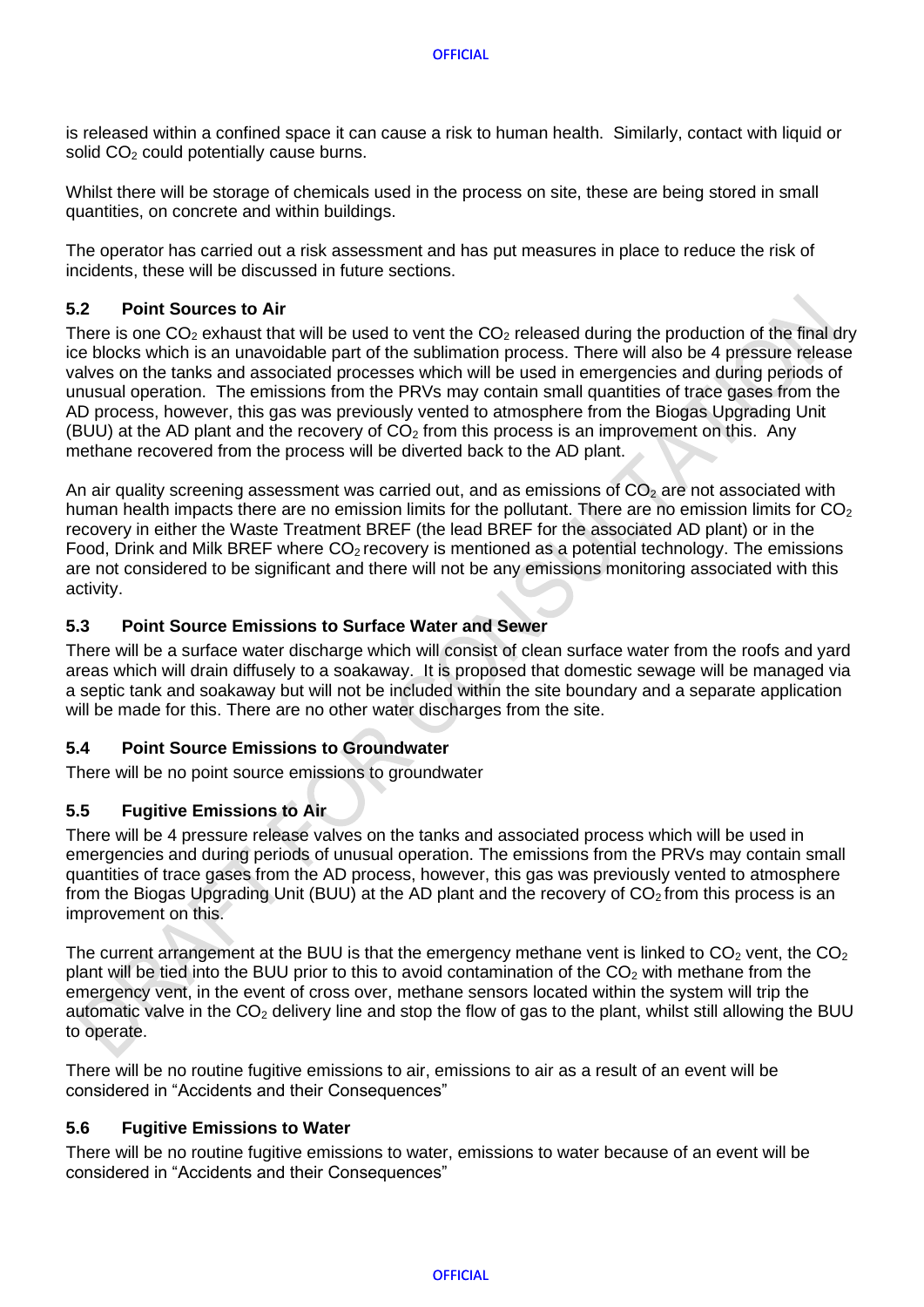is released within a confined space it can cause a risk to human health. Similarly, contact with liquid or solid $CO_2$ could potentially cause burns.

Whilst there will be storage of chemicals used in the process on site, these are being stored in small quantities, on concrete and within buildings.

The operator has carried out a risk assessment and has put measures in place to reduce the risk of incidents, these will be discussed in future sections.

### 5.2 Point Sources to Air

There is one $CO_2$ exhaust that will be used to vent the $CO_2$ released during the production of the final dry ice blocks which is an unavoidable part of the sublimation process. There will also be 4 pressure release valves on the tanks and associated processes which will be used in emergencies and during periods of unusual operation. The emissions from the PRVs may contain small quantities of trace gases from the AD process, however, this gas was previously vented to atmosphere from the Biogas Upgrading Unit (BUU) at the AD plant and the recovery of $CO_2$ from this process is an improvement on this. Any methane recovered from the process will be diverted back to the AD plant.

An air quality screening assessment was carried out, and as emissions of $CO_2$ are not associated with human health impacts there are no emission limits for the pollutant. There are no emission limits for $CO_2$ recovery in either the Waste Treatment BREF (the lead BREF for the associated AD plant) or in the Food, Drink and Milk BREF where $CO_2$ recovery is mentioned as a potential technology. The emissions are not considered to be significant and there will not be any emissions monitoring associated with this activity.

### 5.3 Point Source Emissions to Surface Water and Sewer

There will be a surface water discharge which will consist of clean surface water from the roofs and yard areas which will drain diffusely to a soakaway. It is proposed that domestic sewage will be managed via a septic tank and soakaway but will not be included within the site boundary and a separate application will be made for this. There are no other water discharges from the site.

### 5.4 Point Source Emissions to Groundwater

There will be no point source emissions to groundwater

### 5.5 Fugitive Emissions to Air

There will be 4 pressure release valves on the tanks and associated process which will be used in emergencies and during periods of unusual operation. The emissions from the PRVs may contain small quantities of trace gases from the AD process, however, this gas was previously vented to atmosphere from the Biogas Upgrading Unit (BUU) at the AD plant and the recovery of $CO_2$ from this process is an improvement on this.

The current arrangement at the BUU is that the emergency methane vent is linked to $CO_2$ vent, the $CO_2$ plant will be tied into the BUU prior to this to avoid contamination of the $CO_2$ with methane from the emergency vent, in the event of cross over, methane sensors located within the system will trip the automatic valve in the $CO_2$ delivery line and stop the flow of gas to the plant, whilst still allowing the BUU to operate.

There will be no routine fugitive emissions to air, emissions to air as a result of an event will be considered in "Accidents and their Consequences"

### 5.6 Fugitive Emissions to Water

There will be no routine fugitive emissions to water, emissions to water because of an event will be considered in "Accidents and their Consequences"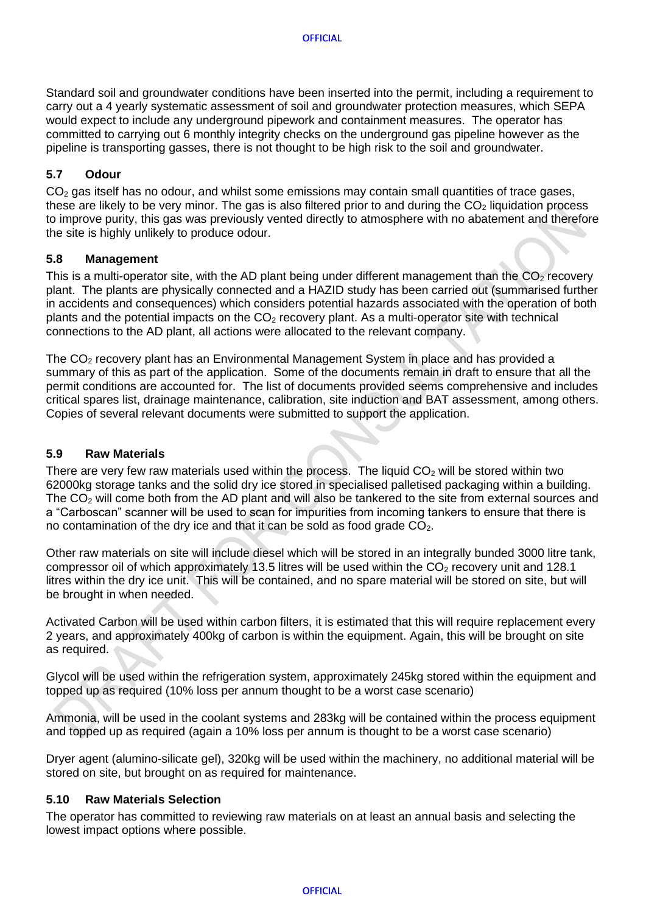Standard soil and groundwater conditions have been inserted into the permit, including a requirement to carry out a 4 yearly systematic assessment of soil and groundwater protection measures, which SEPA would expect to include any underground pipework and containment measures. The operator has committed to carrying out 6 monthly integrity checks on the underground gas pipeline however as the pipeline is transporting gasses, there is not thought to be high risk to the soil and groundwater.

### 5.7 Odour

$CO_2$ gas itself has no odour, and whilst some emissions may contain small quantities of trace gases, these are likely to be very minor. The gas is also filtered prior to and during the $CO_2$ liquidation process to improve purity, this gas was previously vented directly to atmosphere with no abatement and therefore the site is highly unlikely to produce odour.

### 5.8 Management

This is a multi-operator site, with the AD plant being under different management than the $CO_2$ recovery plant. The plants are physically connected and a HAZID study has been carried out (summarised further in accidents and consequences) which considers potential hazards associated with the operation of both plants and the potential impacts on the $CO_2$ recovery plant. As a multi-operator site with technical connections to the AD plant, all actions were allocated to the relevant company.

The $CO_2$ recovery plant has an Environmental Management System in place and has provided a summary of this as part of the application. Some of the documents remain in draft to ensure that all the permit conditions are accounted for. The list of documents provided seems comprehensive and includes critical spares list, drainage maintenance, calibration, site induction and BAT assessment, among others. Copies of several relevant documents were submitted to support the application.

### 5.9 Raw Materials

There are very few raw materials used within the process. The liquid $CO_2$ will be stored within two 62000kg storage tanks and the solid dry ice stored in specialised palletised packaging within a building. The $CO_2$ will come both from the AD plant and will also be tankered to the site from external sources and a "Carboscan" scanner will be used to scan for impurities from incoming tankers to ensure that there is no contamination of the dry ice and that it can be sold as food grade $CO_2$.

Other raw materials on site will include diesel which will be stored in an integrally bunded 3000 litre tank, compressor oil of which approximately 13.5 litres will be used within the $CO_2$ recovery unit and 128.1 litres within the dry ice unit. This will be contained, and no spare material will be stored on site, but will be brought in when needed.

Activated Carbon will be used within carbon filters, it is estimated that this will require replacement every 2 years, and approximately 400kg of carbon is within the equipment. Again, this will be brought on site as required.

Glycol will be used within the refrigeration system, approximately 245kg stored within the equipment and topped up as required (10% loss per annum thought to be a worst case scenario)

Ammonia, will be used in the coolant systems and 283kg will be contained within the process equipment and topped up as required (again a 10% loss per annum is thought to be a worst case scenario)

Dryer agent (alumino-silicate gel), 320kg will be used within the machinery, no additional material will be stored on site, but brought on as required for maintenance.

### 5.10 Raw Materials Selection

The operator has committed to reviewing raw materials on at least an annual basis and selecting the lowest impact options where possible.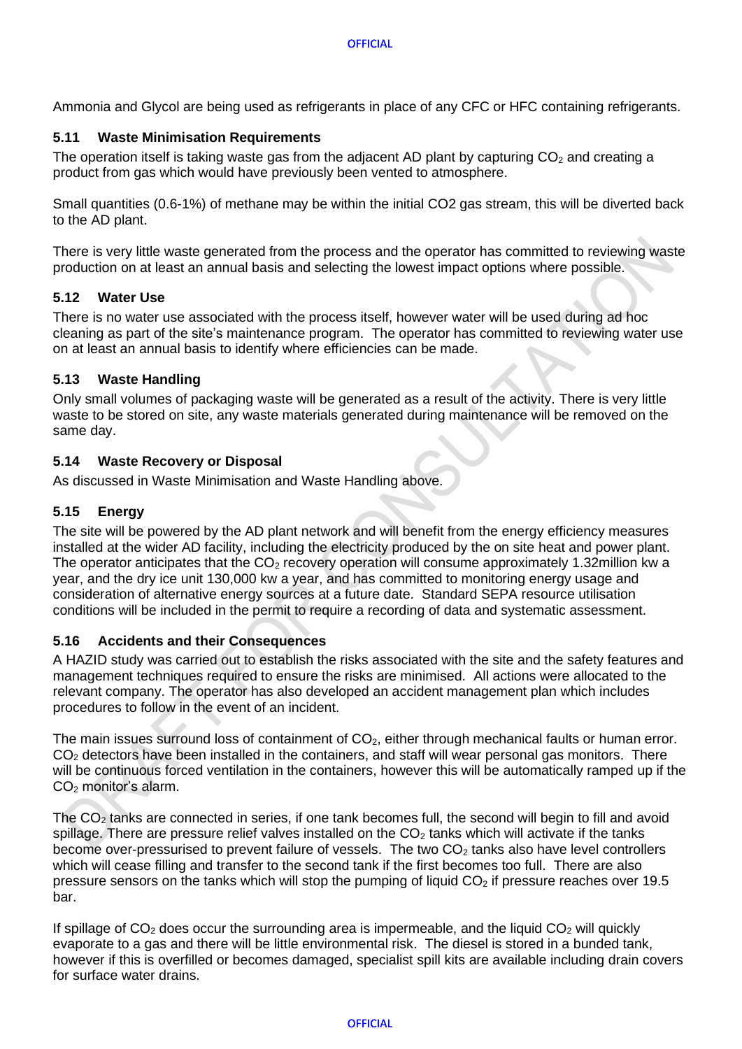Ammonia and Glycol are being used as refrigerants in place of any CFC or HFC containing refrigerants.

### 5.11 Waste Minimisation Requirements

The operation itself is taking waste gas from the adjacent AD plant by capturing $CO_2$ and creating a product from gas which would have previously been vented to atmosphere.

Small quantities (0.6-1%) of methane may be within the initial CO2 gas stream, this will be diverted back to the AD plant.

There is very little waste generated from the process and the operator has committed to reviewing waste production on at least an annual basis and selecting the lowest impact options where possible.

### 5.12 Water Use

There is no water use associated with the process itself, however water will be used during ad hoc cleaning as part of the site's maintenance program. The operator has committed to reviewing water use on at least an annual basis to identify where efficiencies can be made.

### 5.13 Waste Handling

Only small volumes of packaging waste will be generated as a result of the activity. There is very little waste to be stored on site, any waste materials generated during maintenance will be removed on the same day.

### 5.14 Waste Recovery or Disposal

As discussed in Waste Minimisation and Waste Handling above.

### 5.15 Energy

The site will be powered by the AD plant network and will benefit from the energy efficiency measures installed at the wider AD facility, including the electricity produced by the on site heat and power plant. The operator anticipates that the $CO_2$ recovery operation will consume approximately 1.32million kw a year, and the dry ice unit 130,000 kw a year, and has committed to monitoring energy usage and consideration of alternative energy sources at a future date. Standard SEPA resource utilisation conditions will be included in the permit to require a recording of data and systematic assessment.

### 5.16 Accidents and their Consequences

A HAZID study was carried out to establish the risks associated with the site and the safety features and management techniques required to ensure the risks are minimised. All actions were allocated to the relevant company. The operator has also developed an accident management plan which includes procedures to follow in the event of an incident.

The main issues surround loss of containment of $CO_2$, either through mechanical faults or human error. $CO_2$ detectors have been installed in the containers, and staff will wear personal gas monitors. There will be continuous forced ventilation in the containers, however this will be automatically ramped up if the $CO_2$ monitor's alarm.

The $CO_2$ tanks are connected in series, if one tank becomes full, the second will begin to fill and avoid spillage. There are pressure relief valves installed on the $CO_2$ tanks which will activate if the tanks become over-pressurised to prevent failure of vessels. The two $CO_2$ tanks also have level controllers which will cease filling and transfer to the second tank if the first becomes too full. There are also pressure sensors on the tanks which will stop the pumping of liquid $CO_2$ if pressure reaches over 19.5 bar.

If spillage of $CO_2$ does occur the surrounding area is impermeable, and the liquid $CO_2$ will quickly evaporate to a gas and there will be little environmental risk. The diesel is stored in a bunded tank, however if this is overfilled or becomes damaged, specialist spill kits are available including drain covers for surface water drains.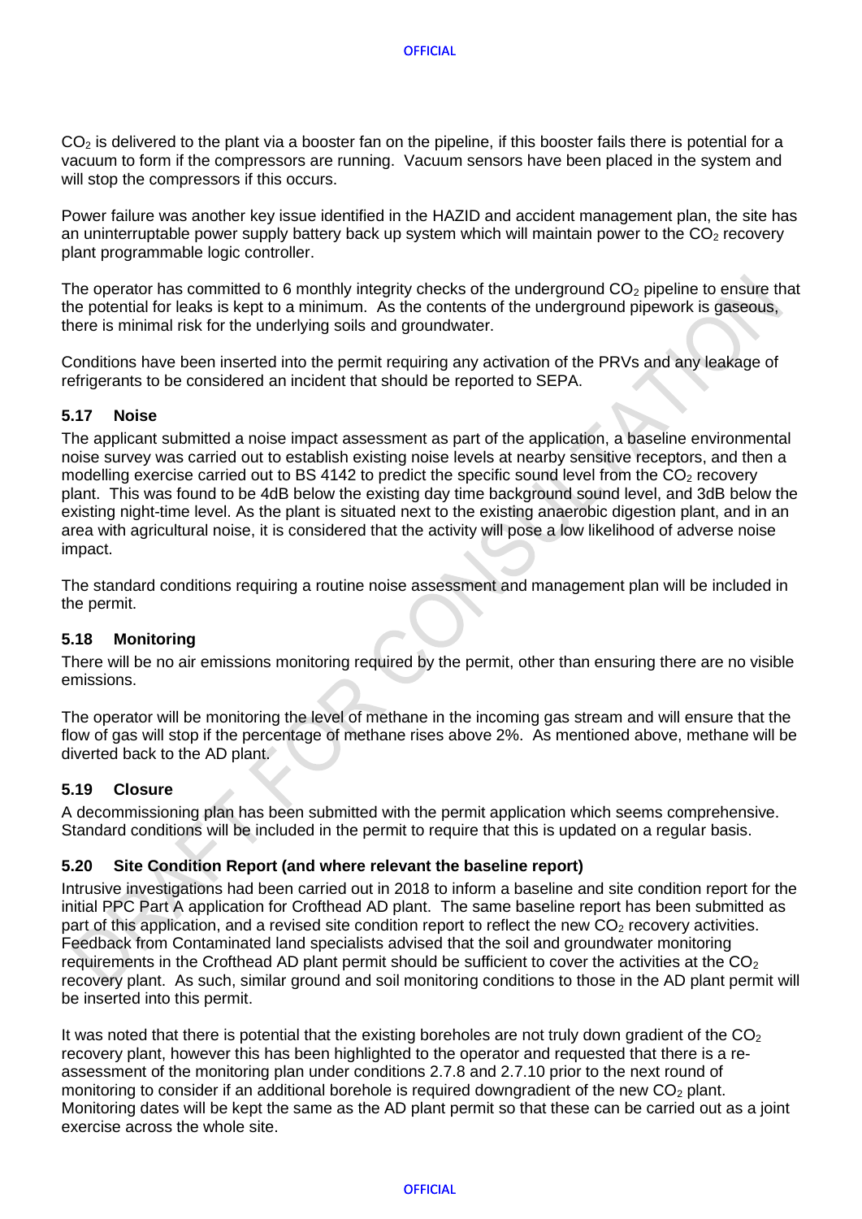$CO_2$ is delivered to the plant via a booster fan on the pipeline, if this booster fails there is potential for a vacuum to form if the compressors are running. Vacuum sensors have been placed in the system and will stop the compressors if this occurs.

Power failure was another key issue identified in the HAZID and accident management plan, the site has an uninterruptable power supply battery back up system which will maintain power to the $CO_2$ recovery plant programmable logic controller.

The operator has committed to 6 monthly integrity checks of the underground $CO_2$ pipeline to ensure that the potential for leaks is kept to a minimum. As the contents of the underground pipework is gaseous, there is minimal risk for the underlying soils and groundwater.

Conditions have been inserted into the permit requiring any activation of the PRVs and any leakage of refrigerants to be considered an incident that should be reported to SEPA.

### 5.17 Noise

The applicant submitted a noise impact assessment as part of the application, a baseline environmental noise survey was carried out to establish existing noise levels at nearby sensitive receptors, and then a modelling exercise carried out to BS 4142 to predict the specific sound level from the $CO_2$ recovery plant. This was found to be 4dB below the existing day time background sound level, and 3dB below the existing night-time level. As the plant is situated next to the existing anaerobic digestion plant, and in an area with agricultural noise, it is considered that the activity will pose a low likelihood of adverse noise impact.

The standard conditions requiring a routine noise assessment and management plan will be included in the permit.

### 5.18 Monitoring

There will be no air emissions monitoring required by the permit, other than ensuring there are no visible emissions.

The operator will be monitoring the level of methane in the incoming gas stream and will ensure that the flow of gas will stop if the percentage of methane rises above 2%. As mentioned above, methane will be diverted back to the AD plant.

### 5.19 Closure

A decommissioning plan has been submitted with the permit application which seems comprehensive. Standard conditions will be included in the permit to require that this is updated on a regular basis.

### 5.20 Site Condition Report (and where relevant the baseline report)

Intrusive investigations had been carried out in 2018 to inform a baseline and site condition report for the initial PPC Part A application for Crofthead AD plant. The same baseline report has been submitted as part of this application, and a revised site condition report to reflect the new $CO_2$ recovery activities. Feedback from Contaminated land specialists advised that the soil and groundwater monitoring requirements in the Crofthead AD plant permit should be sufficient to cover the activities at the $CO_2$ recovery plant. As such, similar ground and soil monitoring conditions to those in the AD plant permit will be inserted into this permit.

It was noted that there is potential that the existing boreholes are not truly down gradient of the $CO_2$ recovery plant, however this has been highlighted to the operator and requested that there is a re-assessment of the monitoring plan under conditions 2.7.8 and 2.7.10 prior to the next round of monitoring to consider if an additional borehole is required downgradient of the new $CO_2$ plant. Monitoring dates will be kept the same as the AD plant permit so that these can be carried out as a joint exercise across the whole site.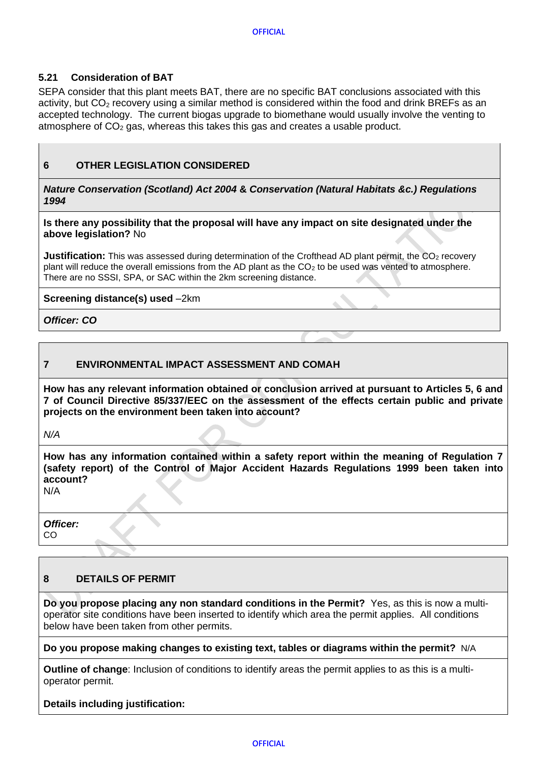### 5.21 Consideration of BAT

SEPA consider that this plant meets BAT, there are no specific BAT conclusions associated with this activity, but $CO_2$ recovery using a similar method is considered within the food and drink BREFs as an accepted technology. The current biogas upgrade to biomethane would usually involve the venting to atmosphere of $CO_2$ gas, whereas this takes this gas and creates a usable product.

## 6 OTHER LEGISLATION CONSIDERED

***Nature Conservation (Scotland) Act 2004 & Conservation (Natural Habitats &c.) Regulations 1994***

**Is there any possibility that the proposal will have any impact on site designated under the above legislation?** No

**Justification:** This was assessed during determination of the Crofthead AD plant permit, the $CO_2$ recovery plant will reduce the overall emissions from the AD plant as the $CO_2$ to be used was vented to atmosphere. There are no SSSI, SPA, or SAC within the 2km screening distance.

**Screening distance(s) used** –2km

***Officer: CO***

## 7 ENVIRONMENTAL IMPACT ASSESSMENT AND COMAH

**How has any relevant information obtained or conclusion arrived at pursuant to Articles 5, 6 and 7 of Council Directive 85/337/EEC on the assessment of the effects certain public and private projects on the environment been taken into account?**

*N/A*

**How has any information contained within a safety report within the meaning of Regulation 7 (safety report) of the Control of Major Accident Hazards Regulations 1999 been taken into account?**

N/A

***Officer:***
CO

## 8 DETAILS OF PERMIT

**Do you propose placing any non standard conditions in the Permit?** Yes, as this is now a multi-operator site conditions have been inserted to identify which area the permit applies. All conditions below have been taken from other permits.

**Do you propose making changes to existing text, tables or diagrams within the permit?** N/A

**Outline of change**: Inclusion of conditions to identify areas the permit applies to as this is a multi-operator permit.

**Details including justification:**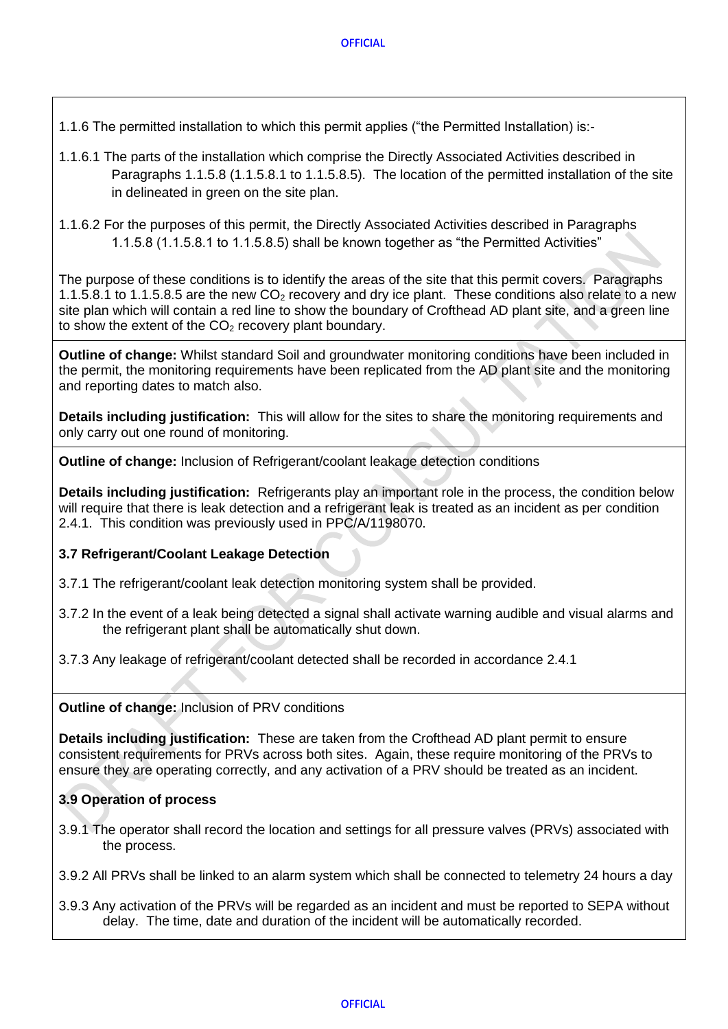1.1.6 The permitted installation to which this permit applies ("the Permitted Installation) is:-

1.1.6.1 The parts of the installation which comprise the Directly Associated Activities described in Paragraphs 1.1.5.8 (1.1.5.8.1 to 1.1.5.8.5). The location of the permitted installation of the site in delineated in green on the site plan.

1.1.6.2 For the purposes of this permit, the Directly Associated Activities described in Paragraphs 1.1.5.8 (1.1.5.8.1 to 1.1.5.8.5) shall be known together as "the Permitted Activities"

The purpose of these conditions is to identify the areas of the site that this permit covers. Paragraphs 1.1.5.8.1 to 1.1.5.8.5 are the new $CO_2$ recovery and dry ice plant. These conditions also relate to a new site plan which will contain a red line to show the boundary of Crofthead AD plant site, and a green line to show the extent of the $CO_2$ recovery plant boundary.

**Outline of change:** Whilst standard Soil and groundwater monitoring conditions have been included in the permit, the monitoring requirements have been replicated from the AD plant site and the monitoring and reporting dates to match also.

**Details including justification:** This will allow for the sites to share the monitoring requirements and only carry out one round of monitoring.

**Outline of change:** Inclusion of Refrigerant/coolant leakage detection conditions

**Details including justification:** Refrigerants play an important role in the process, the condition below will require that there is leak detection and a refrigerant leak is treated as an incident as per condition 2.4.1. This condition was previously used in PPC/A/1198070.

**3.7 Refrigerant/Coolant Leakage Detection**

3.7.1 The refrigerant/coolant leak detection monitoring system shall be provided.

3.7.2 In the event of a leak being detected a signal shall activate warning audible and visual alarms and the refrigerant plant shall be automatically shut down.

3.7.3 Any leakage of refrigerant/coolant detected shall be recorded in accordance 2.4.1

**Outline of change:** Inclusion of PRV conditions

**Details including justification:** These are taken from the Crofthead AD plant permit to ensure consistent requirements for PRVs across both sites. Again, these require monitoring of the PRVs to ensure they are operating correctly, and any activation of a PRV should be treated as an incident.

**3.9 Operation of process**

3.9.1 The operator shall record the location and settings for all pressure valves (PRVs) associated with the process.

3.9.2 All PRVs shall be linked to an alarm system which shall be connected to telemetry 24 hours a day

3.9.3 Any activation of the PRVs will be regarded as an incident and must be reported to SEPA without delay. The time, date and duration of the incident will be automatically recorded.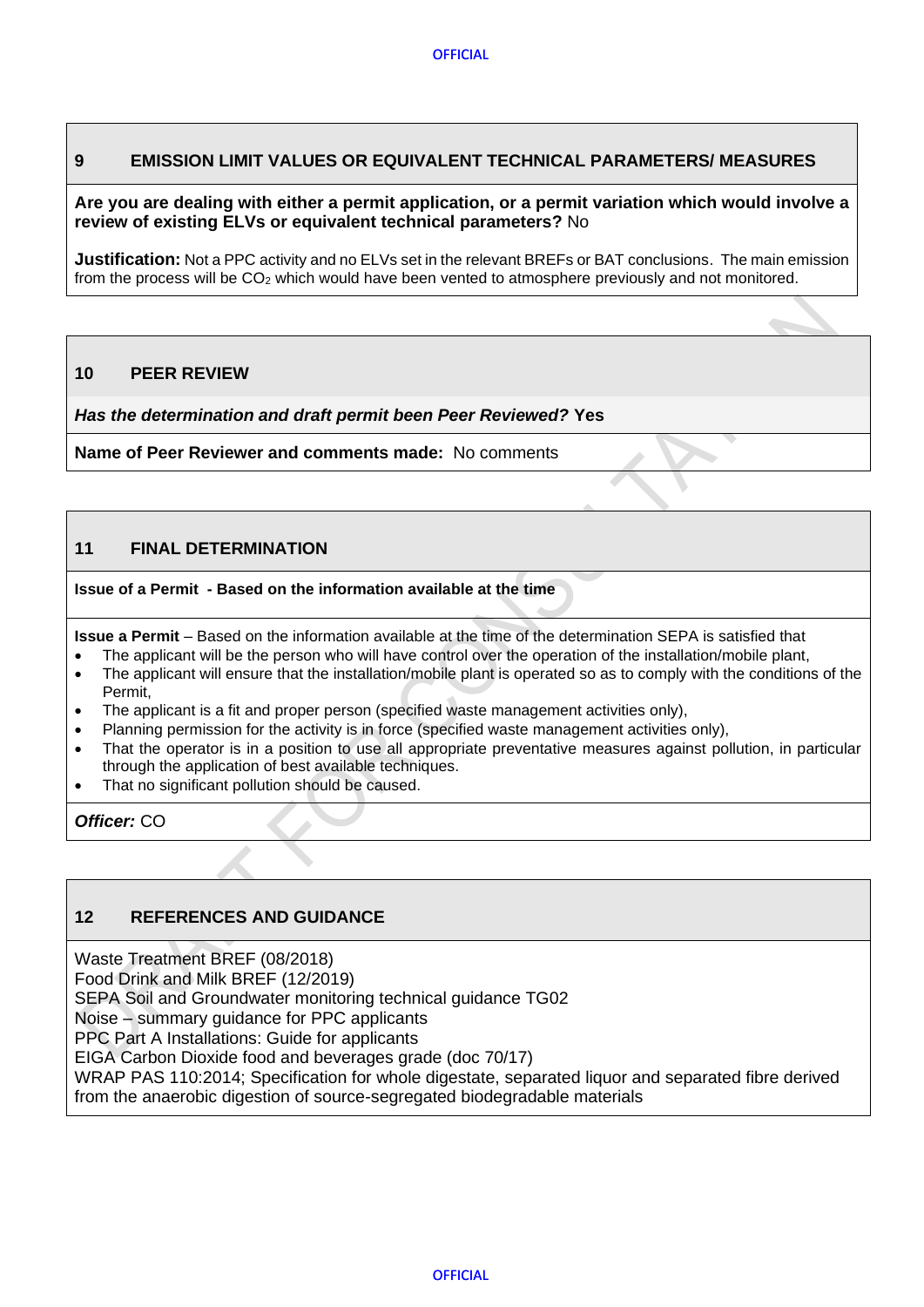## 9 EMISSION LIMIT VALUES OR EQUIVALENT TECHNICAL PARAMETERS/ MEASURES

**Are you are dealing with either a permit application, or a permit variation which would involve a review of existing ELVs or equivalent technical parameters?** No

**Justification:** Not a PPC activity and no ELVs set in the relevant BREFs or BAT conclusions. The main emission from the process will be $CO_2$ which would have been vented to atmosphere previously and not monitored.

## 10 PEER REVIEW

***Has the determination and draft permit been Peer Reviewed?*** **Yes**

**Name of Peer Reviewer and comments made:** No comments

## 11 FINAL DETERMINATION

**Issue of a Permit - Based on the information available at the time**

**Issue a Permit** – Based on the information available at the time of the determination SEPA is satisfied that

- The applicant will be the person who will have control over the operation of the installation/mobile plant,
- The applicant will ensure that the installation/mobile plant is operated so as to comply with the conditions of the Permit,
- The applicant is a fit and proper person (specified waste management activities only),
- Planning permission for the activity is in force (specified waste management activities only),
- That the operator is in a position to use all appropriate preventative measures against pollution, in particular through the application of best available techniques.
- That no significant pollution should be caused.

***Officer:*** CO

## 12 REFERENCES AND GUIDANCE

Waste Treatment BREF (08/2018)
Food Drink and Milk BREF (12/2019)
SEPA Soil and Groundwater monitoring technical guidance TG02
Noise – summary guidance for PPC applicants
PPC Part A Installations: Guide for applicants
EIGA Carbon Dioxide food and beverages grade (doc 70/17)
WRAP PAS 110:2014; Specification for whole digestate, separated liquor and separated fibre derived from the anaerobic digestion of source-segregated biodegradable materials